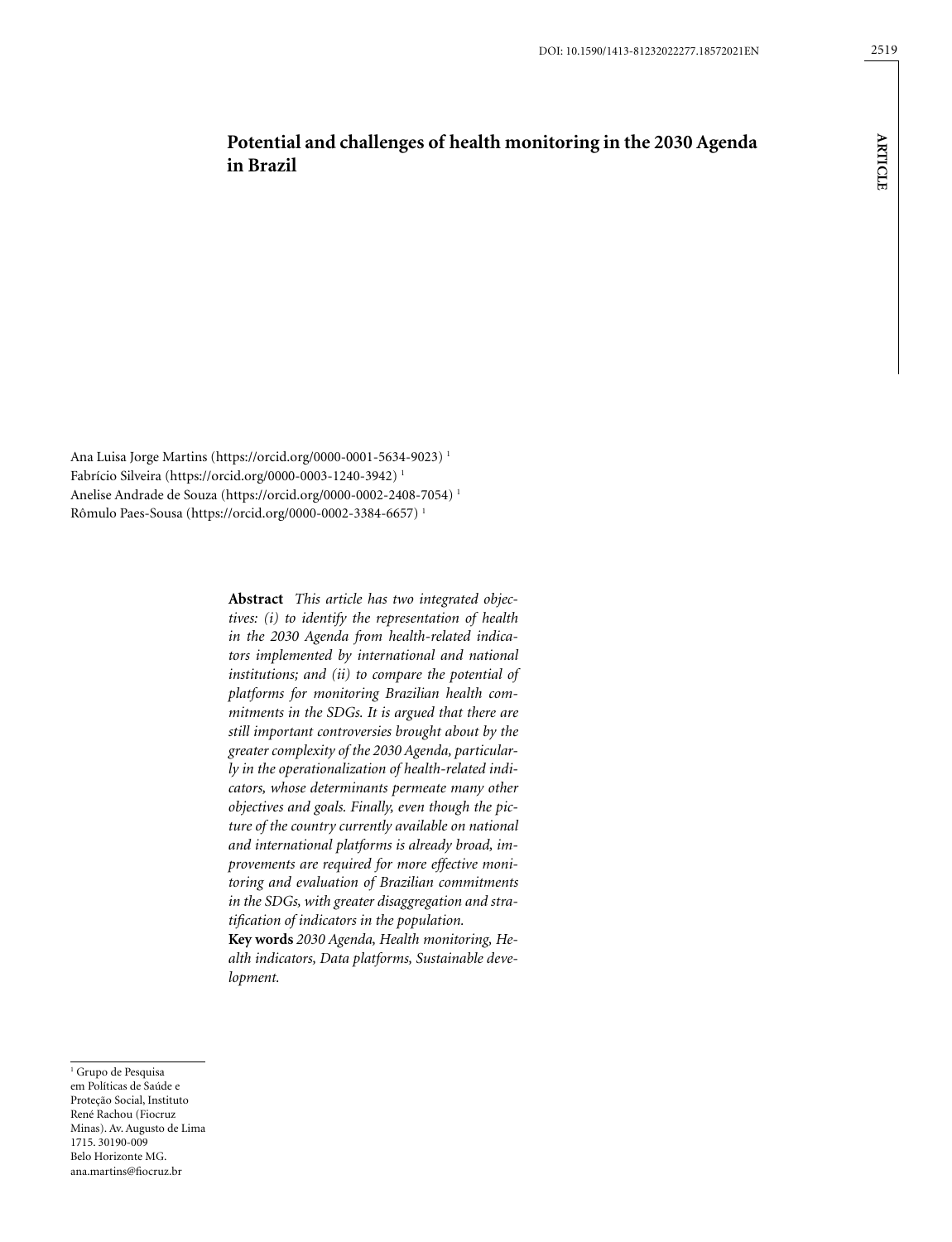DOI: 10.1590/1413-81232022277.18572021EN

# Potential and challenges of health monitoring in the 2030 Agenda in Brazil

Ana Luisa Jorge Martins (https://orcid.org/0000-0001-5634-9023) [1]
Fabrício Silveira (https://orcid.org/0000-0003-1240-3942) [1]
Anelise Andrade de Souza (https://orcid.org/0000-0002-2408-7054) [1]
Rômulo Paes-Sousa (https://orcid.org/0000-0002-3384-6657) [1]

**Abstract** *This article has two integrated objectives: (i) to identify the representation of health in the 2030 Agenda from health-related indicators implemented by international and national institutions; and (ii) to compare the potential of platforms for monitoring Brazilian health commitments in the SDGs. It is argued that there are still important controversies brought about by the greater complexity of the 2030 Agenda, particularly in the operationalization of health-related indicators, whose determinants permeate many other objectives and goals. Finally, even though the picture of the country currently available on national and international platforms is already broad, improvements are required for more effective monitoring and evaluation of Brazilian commitments in the SDGs, with greater disaggregation and stratification of indicators in the population.*

**Key words** *2030 Agenda, Health monitoring, Health indicators, Data platforms, Sustainable development.*

[1] Grupo de Pesquisa em Políticas de Saúde e Proteção Social, Instituto René Rachou (Fiocruz Minas). Av. Augusto de Lima 1715. 30190-009 Belo Horizonte MG. ana.martins@fiocruz.br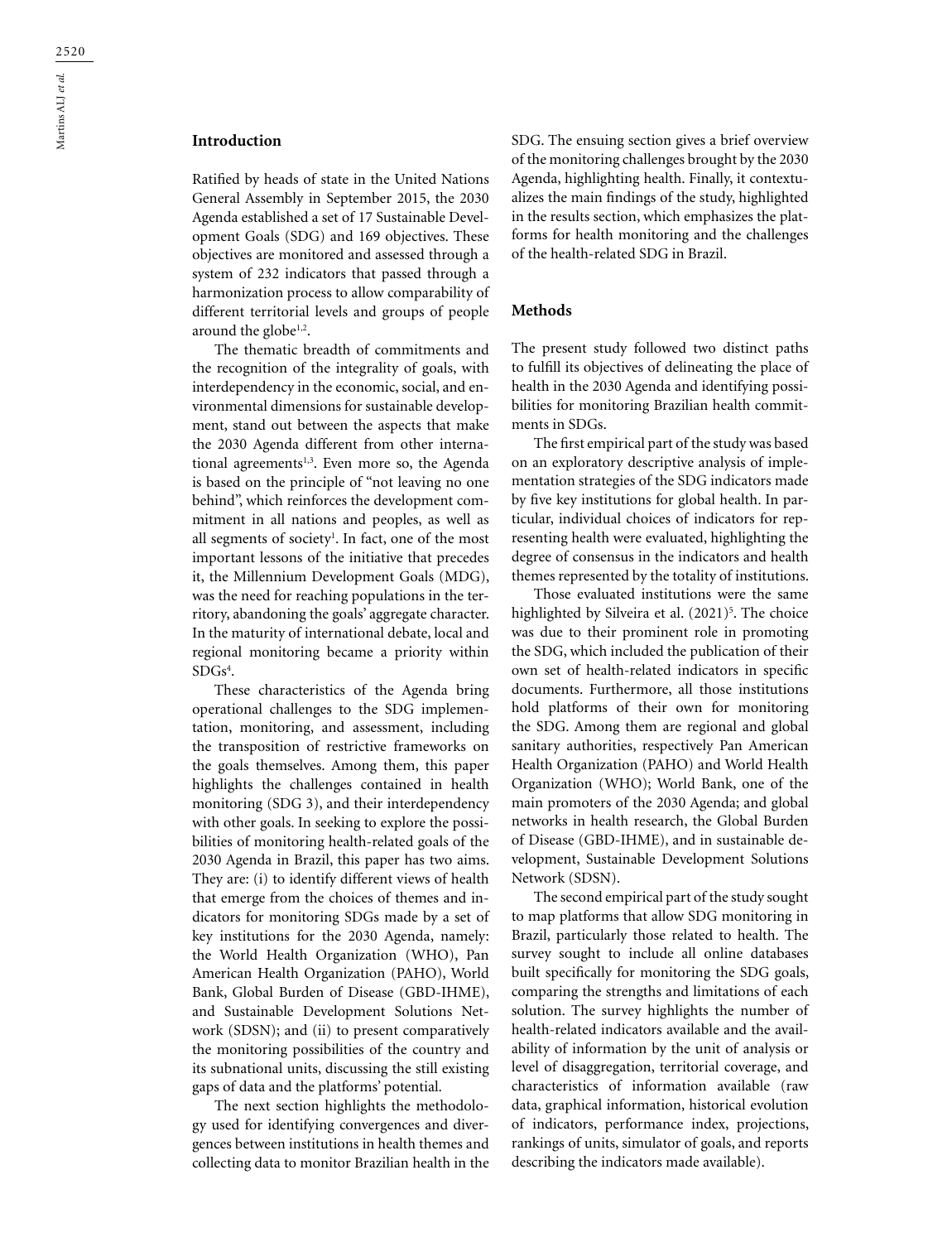## Introduction

Ratified by heads of state in the United Nations General Assembly in September 2015, the 2030 Agenda established a set of 17 Sustainable Development Goals (SDG) and 169 objectives. These objectives are monitored and assessed through a system of 232 indicators that passed through a harmonization process to allow comparability of different territorial levels and groups of people around the globe[1,2].

The thematic breadth of commitments and the recognition of the integrality of goals, with interdependency in the economic, social, and environmental dimensions for sustainable development, stand out between the aspects that make the 2030 Agenda different from other international agreements[1,3]. Even more so, the Agenda is based on the principle of "not leaving no one behind", which reinforces the development commitment in all nations and peoples, as well as all segments of society[1]. In fact, one of the most important lessons of the initiative that precedes it, the Millennium Development Goals (MDG), was the need for reaching populations in the territory, abandoning the goals' aggregate character. In the maturity of international debate, local and regional monitoring became a priority within SDGs[4].

These characteristics of the Agenda bring operational challenges to the SDG implementation, monitoring, and assessment, including the transposition of restrictive frameworks on the goals themselves. Among them, this paper highlights the challenges contained in health monitoring (SDG 3), and their interdependency with other goals. In seeking to explore the possibilities of monitoring health-related goals of the 2030 Agenda in Brazil, this paper has two aims. They are: (i) to identify different views of health that emerge from the choices of themes and indicators for monitoring SDGs made by a set of key institutions for the 2030 Agenda, namely: the World Health Organization (WHO), Pan American Health Organization (PAHO), World Bank, Global Burden of Disease (GBD-IHME), and Sustainable Development Solutions Network (SDSN); and (ii) to present comparatively the monitoring possibilities of the country and its subnational units, discussing the still existing gaps of data and the platforms' potential.

The next section highlights the methodology used for identifying convergences and divergences between institutions in health themes and collecting data to monitor Brazilian health in the SDG. The ensuing section gives a brief overview of the monitoring challenges brought by the 2030 Agenda, highlighting health. Finally, it contextualizes the main findings of the study, highlighted in the results section, which emphasizes the platforms for health monitoring and the challenges of the health-related SDG in Brazil.

## Methods

The present study followed two distinct paths to fulfill its objectives of delineating the place of health in the 2030 Agenda and identifying possibilities for monitoring Brazilian health commitments in SDGs.

The first empirical part of the study was based on an exploratory descriptive analysis of implementation strategies of the SDG indicators made by five key institutions for global health. In particular, individual choices of indicators for representing health were evaluated, highlighting the degree of consensus in the indicators and health themes represented by the totality of institutions.

Those evaluated institutions were the same highlighted by Silveira et al. (2021)[5]. The choice was due to their prominent role in promoting the SDG, which included the publication of their own set of health-related indicators in specific documents. Furthermore, all those institutions hold platforms of their own for monitoring the SDG. Among them are regional and global sanitary authorities, respectively Pan American Health Organization (PAHO) and World Health Organization (WHO); World Bank, one of the main promoters of the 2030 Agenda; and global networks in health research, the Global Burden of Disease (GBD-IHME), and in sustainable development, Sustainable Development Solutions Network (SDSN).

The second empirical part of the study sought to map platforms that allow SDG monitoring in Brazil, particularly those related to health. The survey sought to include all online databases built specifically for monitoring the SDG goals, comparing the strengths and limitations of each solution. The survey highlights the number of health-related indicators available and the availability of information by the unit of analysis or level of disaggregation, territorial coverage, and characteristics of information available (raw data, graphical information, historical evolution of indicators, performance index, projections, rankings of units, simulator of goals, and reports describing the indicators made available).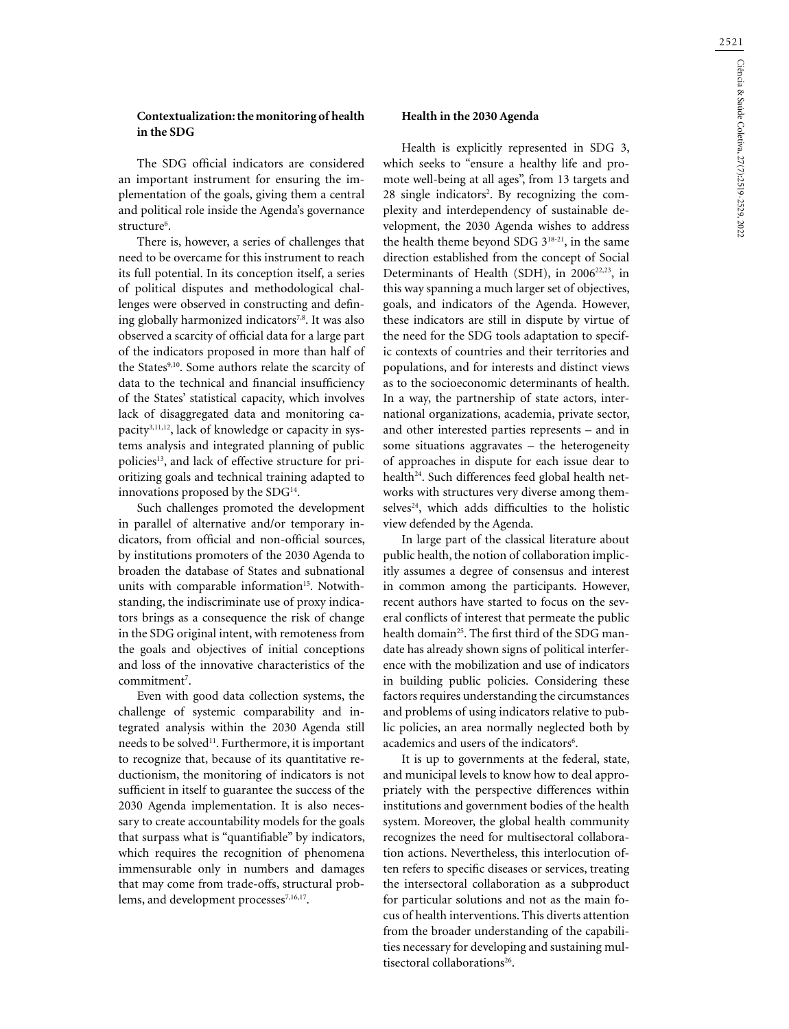### Contextualization: the monitoring of health in the SDG

The SDG official indicators are considered an important instrument for ensuring the implementation of the goals, giving them a central and political role inside the Agenda's governance structure[6].

There is, however, a series of challenges that need to be overcame for this instrument to reach its full potential. In its conception itself, a series of political disputes and methodological challenges were observed in constructing and defining globally harmonized indicators[7,8]. It was also observed a scarcity of official data for a large part of the indicators proposed in more than half of the States[9,10]. Some authors relate the scarcity of data to the technical and financial insufficiency of the States' statistical capacity, which involves lack of disaggregated data and monitoring capacity[3,11,12], lack of knowledge or capacity in systems analysis and integrated planning of public policies[13], and lack of effective structure for prioritizing goals and technical training adapted to innovations proposed by the SDG[14].

Such challenges promoted the development in parallel of alternative and/or temporary indicators, from official and non-official sources, by institutions promoters of the 2030 Agenda to broaden the database of States and subnational units with comparable information[15]. Notwithstanding, the indiscriminate use of proxy indicators brings as a consequence the risk of change in the SDG original intent, with remoteness from the goals and objectives of initial conceptions and loss of the innovative characteristics of the commitment[7].

Even with good data collection systems, the challenge of systemic comparability and integrated analysis within the 2030 Agenda still needs to be solved[11]. Furthermore, it is important to recognize that, because of its quantitative reductionism, the monitoring of indicators is not sufficient in itself to guarantee the success of the 2030 Agenda implementation. It is also necessary to create accountability models for the goals that surpass what is "quantifiable" by indicators, which requires the recognition of phenomena immensurable only in numbers and damages that may come from trade-offs, structural problems, and development processes[7,16,17].

### Health in the 2030 Agenda

Health is explicitly represented in SDG 3, which seeks to "ensure a healthy life and promote well-being at all ages", from 13 targets and 28 single indicators[2]. By recognizing the complexity and interdependency of sustainable development, the 2030 Agenda wishes to address the health theme beyond SDG 3[18-21], in the same direction established from the concept of Social Determinants of Health (SDH), in 2006[22,23], in this way spanning a much larger set of objectives, goals, and indicators of the Agenda. However, these indicators are still in dispute by virtue of the need for the SDG tools adaptation to specific contexts of countries and their territories and populations, and for interests and distinct views as to the socioeconomic determinants of health. In a way, the partnership of state actors, international organizations, academia, private sector, and other interested parties represents – and in some situations aggravates – the heterogeneity of approaches in dispute for each issue dear to health[24]. Such differences feed global health networks with structures very diverse among themselves[24], which adds difficulties to the holistic view defended by the Agenda.

In large part of the classical literature about public health, the notion of collaboration implicitly assumes a degree of consensus and interest in common among the participants. However, recent authors have started to focus on the several conflicts of interest that permeate the public health domain[25]. The first third of the SDG mandate has already shown signs of political interference with the mobilization and use of indicators in building public policies. Considering these factors requires understanding the circumstances and problems of using indicators relative to public policies, an area normally neglected both by academics and users of the indicators[6].

It is up to governments at the federal, state, and municipal levels to know how to deal appropriately with the perspective differences within institutions and government bodies of the health system. Moreover, the global health community recognizes the need for multisectoral collaboration actions. Nevertheless, this interlocution often refers to specific diseases or services, treating the intersectoral collaboration as a subproduct for particular solutions and not as the main focus of health interventions. This diverts attention from the broader understanding of the capabilities necessary for developing and sustaining multisectoral collaborations[26].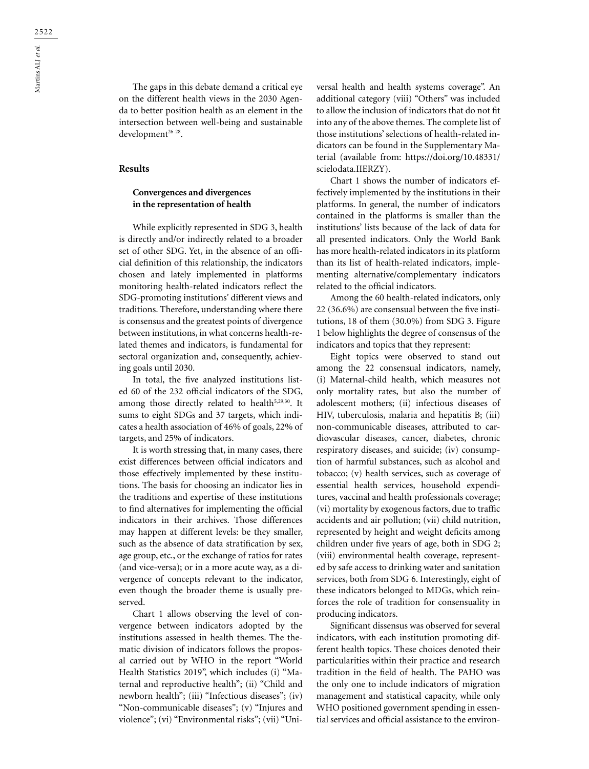The gaps in this debate demand a critical eye on the different health views in the 2030 Agenda to better position health as an element in the intersection between well-being and sustainable development[26-28].

## Results

### Convergences and divergences in the representation of health

While explicitly represented in SDG 3, health is directly and/or indirectly related to a broader set of other SDG. Yet, in the absence of an official definition of this relationship, the indicators chosen and lately implemented in platforms monitoring health-related indicators reflect the SDG-promoting institutions' different views and traditions. Therefore, understanding where there is consensus and the greatest points of divergence between institutions, in what concerns health-related themes and indicators, is fundamental for sectoral organization and, consequently, achieving goals until 2030.

In total, the five analyzed institutions listed 60 of the 232 official indicators of the SDG, among those directly related to health[5,29,30]. It sums to eight SDGs and 37 targets, which indicates a health association of 46% of goals, 22% of targets, and 25% of indicators.

It is worth stressing that, in many cases, there exist differences between official indicators and those effectively implemented by these institutions. The basis for choosing an indicator lies in the traditions and expertise of these institutions to find alternatives for implementing the official indicators in their archives. Those differences may happen at different levels: be they smaller, such as the absence of data stratification by sex, age group, etc., or the exchange of ratios for rates (and vice-versa); or in a more acute way, as a divergence of concepts relevant to the indicator, even though the broader theme is usually preserved.

Chart 1 allows observing the level of convergence between indicators adopted by the institutions assessed in health themes. The thematic division of indicators follows the proposal carried out by WHO in the report "World Health Statistics 2019", which includes (i) "Maternal and reproductive health"; (ii) "Child and newborn health"; (iii) "Infectious diseases"; (iv) "Non-communicable diseases"; (v) "Injures and violence"; (vi) "Environmental risks"; (vii) "Universal health and health systems coverage". An additional category (viii) "Others" was included to allow the inclusion of indicators that do not fit into any of the above themes. The complete list of those institutions' selections of health-related indicators can be found in the Supplementary Material (available from: https://doi.org/10.48331/scielodata.IIERZY).

Chart 1 shows the number of indicators effectively implemented by the institutions in their platforms. In general, the number of indicators contained in the platforms is smaller than the institutions' lists because of the lack of data for all presented indicators. Only the World Bank has more health-related indicators in its platform than its list of health-related indicators, implementing alternative/complementary indicators related to the official indicators.

Among the 60 health-related indicators, only 22 (36.6%) are consensual between the five institutions, 18 of them (30.0%) from SDG 3. Figure 1 below highlights the degree of consensus of the indicators and topics that they represent:

Eight topics were observed to stand out among the 22 consensual indicators, namely, (i) Maternal-child health, which measures not only mortality rates, but also the number of adolescent mothers; (ii) infectious diseases of HIV, tuberculosis, malaria and hepatitis B; (iii) non-communicable diseases, attributed to cardiovascular diseases, cancer, diabetes, chronic respiratory diseases, and suicide; (iv) consumption of harmful substances, such as alcohol and tobacco; (v) health services, such as coverage of essential health services, household expenditures, vaccinal and health professionals coverage; (vi) mortality by exogenous factors, due to traffic accidents and air pollution; (vii) child nutrition, represented by height and weight deficits among children under five years of age, both in SDG 2; (viii) environmental health coverage, represented by safe access to drinking water and sanitation services, both from SDG 6. Interestingly, eight of these indicators belonged to MDGs, which reinforces the role of tradition for consensuality in producing indicators.

Significant dissensus was observed for several indicators, with each institution promoting different health topics. These choices denoted their particularities within their practice and research tradition in the field of health. The PAHO was the only one to include indicators of migration management and statistical capacity, while only WHO positioned government spending in essential services and official assistance to the environ-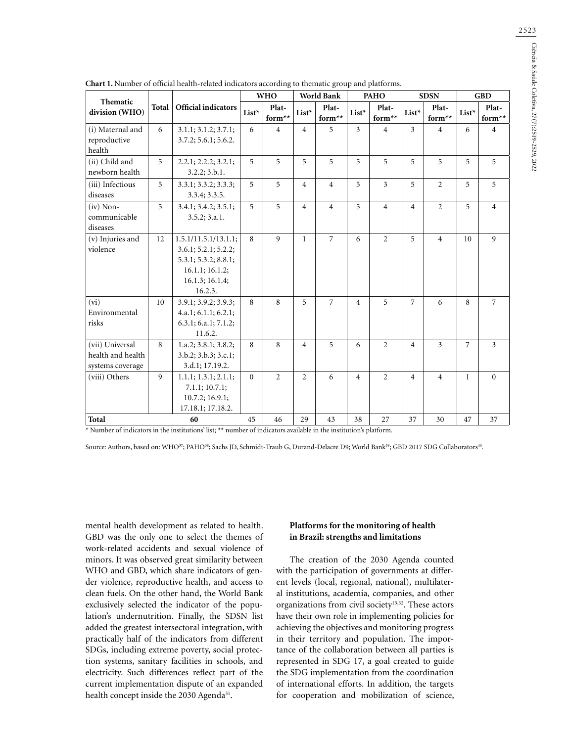**Chart 1.** Number of official health-related indicators according to thematic group and platforms.

| Thematic division (WHO) | Total | Official indicators | WHO | | World Bank | | PAHO | | SDSN | | GBD | |
|---|---|---|---|---|---|---|---|---|---|---|---|---|
| | | | List* | Platform** | List* | Platform** | List* | Platform** | List* | Platform** | List* | Platform** |
| (i) Maternal and reproductive health | 6 | 3.1.1; 3.1.2; 3.7.1; 3.7.2; 5.6.1; 5.6.2. | 6 | 4 | 4 | 5 | 3 | 4 | 3 | 4 | 6 | 4 |
| (ii) Child and newborn health | 5 | 2.2.1; 2.2.2; 3.2.1; 3.2.2; 3.b.1. | 5 | 5 | 5 | 5 | 5 | 5 | 5 | 5 | 5 | 5 |
| (iii) Infectious diseases | 5 | 3.3.1; 3.3.2; 3.3.3; 3.3.4; 3.3.5. | 5 | 5 | 4 | 4 | 5 | 3 | 5 | 2 | 5 | 5 |
| (iv) Non-communicable diseases | 5 | 3.4.1; 3.4.2; 3.5.1; 3.5.2; 3.a.1. | 5 | 5 | 4 | 4 | 5 | 4 | 4 | 2 | 5 | 4 |
| (v) Injuries and violence | 12 | 1.5.1/11.5.1/13.1.1; 3.6.1; 5.2.1; 5.2.2; 5.3.1; 5.3.2; 8.8.1; 16.1.1; 16.1.2; 16.1.3; 16.1.4; 16.2.3. | 8 | 9 | 1 | 7 | 6 | 2 | 5 | 4 | 10 | 9 |
| (vi) Environmental risks | 10 | 3.9.1; 3.9.2; 3.9.3; 4.a.1; 6.1.1; 6.2.1; 6.3.1; 6.a.1; 7.1.2; 11.6.2. | 8 | 8 | 5 | 7 | 4 | 5 | 7 | 6 | 8 | 7 |
| (vii) Universal health and health systems coverage | 8 | 1.a.2; 3.8.1; 3.8.2; 3.b.2; 3.b.3; 3.c.1; 3.d.1; 17.19.2. | 8 | 8 | 4 | 5 | 6 | 2 | 4 | 3 | 7 | 3 |
| (viii) Others | 9 | 1.1.1; 1.3.1; 2.1.1; 7.1.1; 10.7.1; 10.7.2; 16.9.1; 17.18.1; 17.18.2. | 0 | 2 | 2 | 6 | 4 | 2 | 4 | 4 | 1 | 0 |
| **Total** | | 60 | 45 | 46 | 29 | 43 | 38 | 27 | 37 | 30 | 47 | 37 |

* Number of indicators in the institutions' list; ** number of indicators available in the institution's platform.

Source: Authors, based on: WHO[37]; PAHO[38]; Sachs JD, Schmidt-Traub G, Durand-Delacre D9; World Bank[39]; GBD 2017 SDG Collaborators[40].

mental health development as related to health. GBD was the only one to select the themes of work-related accidents and sexual violence of minors. It was observed great similarity between WHO and GBD, which share indicators of gender violence, reproductive health, and access to clean fuels. On the other hand, the World Bank exclusively selected the indicator of the population's undernutrition. Finally, the SDSN list added the greatest intersectoral integration, with practically half of the indicators from different SDGs, including extreme poverty, social protection systems, sanitary facilities in schools, and electricity. Such differences reflect part of the current implementation dispute of an expanded health concept inside the 2030 Agenda[31].

### Platforms for the monitoring of health in Brazil: strengths and limitations

The creation of the 2030 Agenda counted with the participation of governments at different levels (local, regional, national), multilateral institutions, academia, companies, and other organizations from civil society[15,32]. These actors have their own role in implementing policies for achieving the objectives and monitoring progress in their territory and population. The importance of the collaboration between all parties is represented in SDG 17, a goal created to guide the SDG implementation from the coordination of international efforts. In addition, the targets for cooperation and mobilization of science,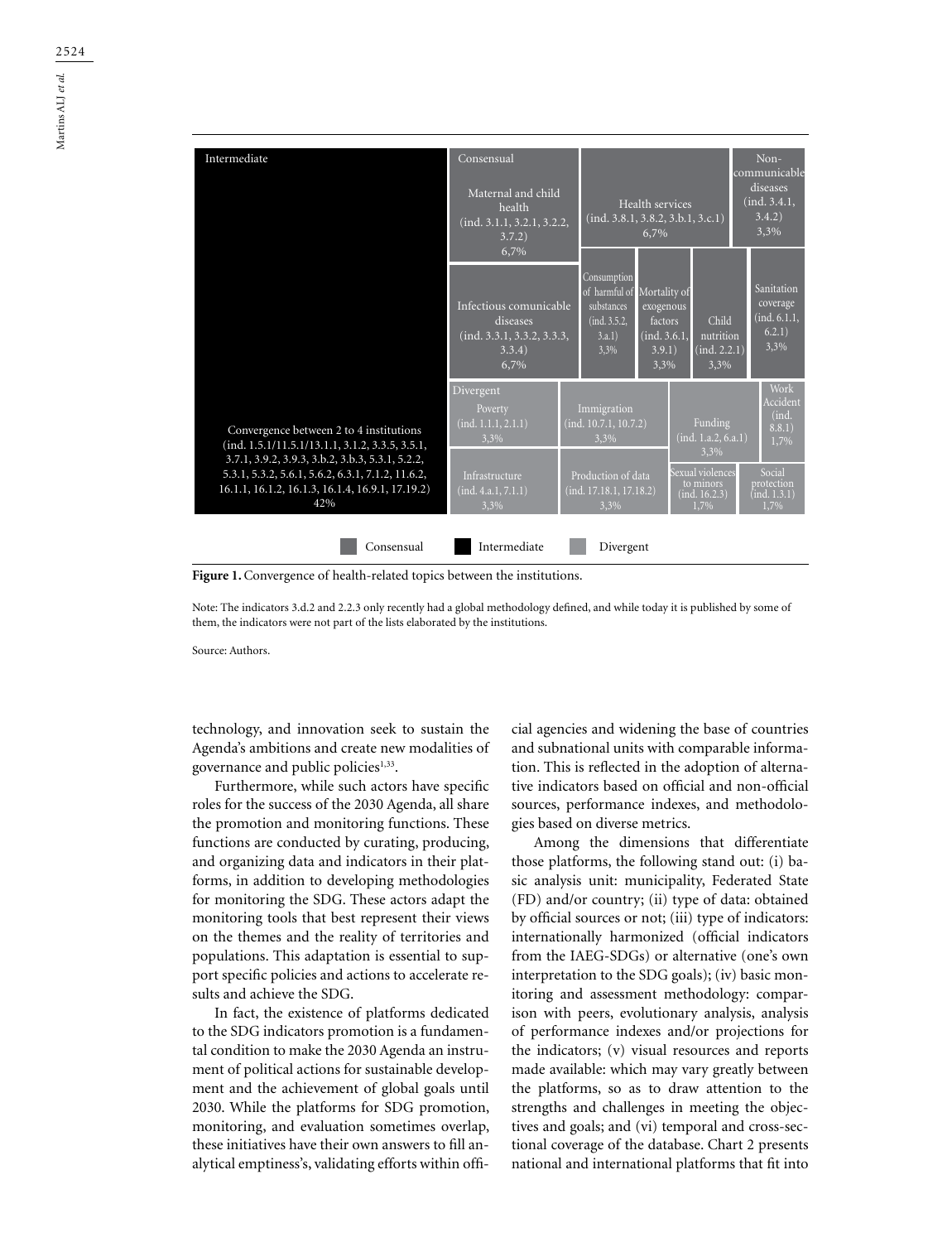| Intermediate | Consensual | | | | |
|---|---|---|---|---|---|
| Convergence between 2 to 4 institutions (ind. 1.5.1/11.5.1/13.1.1, 3.1.2, 3.3.5, 3.5.1, 3.7.1, 3.9.2, 3.9.3, 3.b.2, 3.b.3, 5.3.1, 5.2.2, 5.3.1, 5.3.2, 5.6.1, 5.6.2, 6.3.1, 7.1.2, 11.6.2, 16.1.1, 16.1.2, 16.1.3, 16.1.4, 16.9.1, 17.19.2) 42% | Maternal and child health (ind. 3.1.1, 3.2.1, 3.2.2, 3.7.2) 6,7% | Health services (ind. 3.8.1, 3.8.2, 3.b.1, 3.c.1) 6,7% | Non-communicable diseases (ind. 3.4.1, 3.4.2) 3,3% | | |
| | Infectious comunicable diseases (ind. 3.3.1, 3.3.2, 3.3.3, 3.3.4) 6,7% | Consumption of harmful of substances (ind. 3.5.2, 3.a.1) 3,3% | Mortality of exogenous factors (ind. 3.6.1, 3.9.1) 3,3% | Child nutrition (ind. 2.2.1) 3,3% | Sanitation coverage (ind. 6.1.1, 6.2.1) 3,3% |
| | **Divergent** | | | | |
| | Poverty (ind. 1.1.1, 2.1.1) 3,3% | Immigration (ind. 10.7.1, 10.7.2) 3,3% | Funding (ind. 1.a.2, 6.a.1) 3,3% | Work Accident (ind. 8.8.1) 1,7% | |
| | Infrastructure (ind. 4.a.1, 7.1.1) 3,3% | Production of data (ind. 17.18.1, 17.18.2) 3,3% | Sexual violences to minors (ind. 16.2.3) 1,7% | Social protection (ind. 1.3.1) 1,7% | |

Consensual | Intermediate | Divergent

**Figure 1.** Convergence of health-related topics between the institutions.

Note: The indicators 3.d.2 and 2.2.3 only recently had a global methodology defined, and while today it is published by some of them, the indicators were not part of the lists elaborated by the institutions.

Source: Authors.

technology, and innovation seek to sustain the Agenda's ambitions and create new modalities of governance and public policies[1,33].

Furthermore, while such actors have specific roles for the success of the 2030 Agenda, all share the promotion and monitoring functions. These functions are conducted by curating, producing, and organizing data and indicators in their platforms, in addition to developing methodologies for monitoring the SDG. These actors adapt the monitoring tools that best represent their views on the themes and the reality of territories and populations. This adaptation is essential to support specific policies and actions to accelerate results and achieve the SDG.

In fact, the existence of platforms dedicated to the SDG indicators promotion is a fundamental condition to make the 2030 Agenda an instrument of political actions for sustainable development and the achievement of global goals until 2030. While the platforms for SDG promotion, monitoring, and evaluation sometimes overlap, these initiatives have their own answers to fill analytical emptiness's, validating efforts within official agencies and widening the base of countries and subnational units with comparable information. This is reflected in the adoption of alternative indicators based on official and non-official sources, performance indexes, and methodologies based on diverse metrics.

Among the dimensions that differentiate those platforms, the following stand out: (i) basic analysis unit: municipality, Federated State (FD) and/or country; (ii) type of data: obtained by official sources or not; (iii) type of indicators: internationally harmonized (official indicators from the IAEG-SDGs) or alternative (one's own interpretation to the SDG goals); (iv) basic monitoring and assessment methodology: comparison with peers, evolutionary analysis, analysis of performance indexes and/or projections for the indicators; (v) visual resources and reports made available: which may vary greatly between the platforms, so as to draw attention to the strengths and challenges in meeting the objectives and goals; and (vi) temporal and cross-sectional coverage of the database. Chart 2 presents national and international platforms that fit into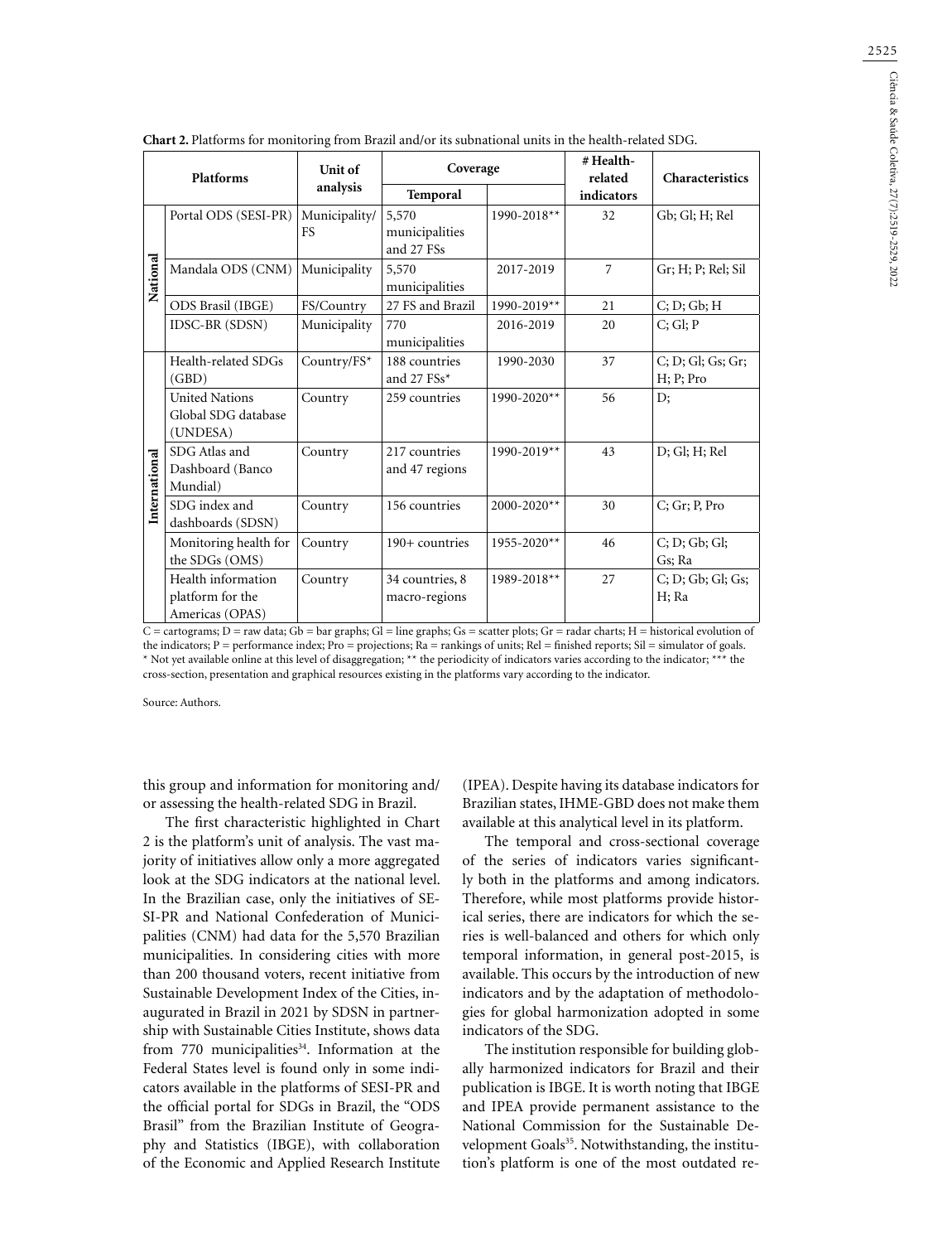**Chart 2.** Platforms for monitoring from Brazil and/or its subnational units in the health-related SDG.

| Platforms | | Unit of analysis | Coverage | | # Health-related indicators | Characteristics |
|---|---|---|---|---|---|---|
| | | | Temporal | | | |
| National | Portal ODS (SESI-PR) | Municipality/ FS | 5,570 municipalities and 27 FSs | 1990-2018** | 32 | Gb; Gl; H; Rel |
| | Mandala ODS (CNM) | Municipality | 5,570 municipalities | 2017-2019 | 7 | Gr; H; P; Rel; Sil |
| | ODS Brasil (IBGE) | FS/Country | 27 FS and Brazil | 1990-2019** | 21 | C; D; Gb; H |
| | IDSC-BR (SDSN) | Municipality | 770 municipalities | 2016-2019 | 20 | C; Gl; P |
| International | Health-related SDGs (GBD) | Country/FS* | 188 countries and 27 FSs* | 1990-2030 | 37 | C; D; Gl; Gs; Gr; H; P; Pro |
| | United Nations Global SDG database (UNDESA) | Country | 259 countries | 1990-2020** | 56 | D; |
| | SDG Atlas and Dashboard (Banco Mundial) | Country | 217 countries and 47 regions | 1990-2019** | 43 | D; Gl; H; Rel |
| | SDG index and dashboards (SDSN) | Country | 156 countries | 2000-2020** | 30 | C; Gr; P, Pro |
| | Monitoring health for the SDGs (OMS) | Country | 190+ countries | 1955-2020** | 46 | C; D; Gb; Gl; Gs; Ra |
| | Health information platform for the Americas (OPAS) | Country | 34 countries, 8 macro-regions | 1989-2018** | 27 | C; D; Gb; Gl; Gs; H; Ra |

C = cartograms; D = raw data; Gb = bar graphs; Gl = line graphs; Gs = scatter plots; Gr = radar charts; H = historical evolution of the indicators; P = performance index; Pro = projections; Ra = rankings of units; Rel = finished reports; Sil = simulator of goals. * Not yet available online at this level of disaggregation; ** the periodicity of indicators varies according to the indicator; *** the cross-section, presentation and graphical resources existing in the platforms vary according to the indicator.

Source: Authors.

this group and information for monitoring and/or assessing the health-related SDG in Brazil.

The first characteristic highlighted in Chart 2 is the platform's unit of analysis. The vast majority of initiatives allow only a more aggregated look at the SDG indicators at the national level. In the Brazilian case, only the initiatives of SESI-PR and National Confederation of Municipalities (CNM) had data for the 5,570 Brazilian municipalities. In considering cities with more than 200 thousand voters, recent initiative from Sustainable Development Index of the Cities, inaugurated in Brazil in 2021 by SDSN in partnership with Sustainable Cities Institute, shows data from 770 municipalities[34]. Information at the Federal States level is found only in some indicators available in the platforms of SESI-PR and the official portal for SDGs in Brazil, the "ODS Brasil" from the Brazilian Institute of Geography and Statistics (IBGE), with collaboration of the Economic and Applied Research Institute (IPEA). Despite having its database indicators for Brazilian states, IHME-GBD does not make them available at this analytical level in its platform.

The temporal and cross-sectional coverage of the series of indicators varies significantly both in the platforms and among indicators. Therefore, while most platforms provide historical series, there are indicators for which the series is well-balanced and others for which only temporal information, in general post-2015, is available. This occurs by the introduction of new indicators and by the adaptation of methodologies for global harmonization adopted in some indicators of the SDG.

The institution responsible for building globally harmonized indicators for Brazil and their publication is IBGE. It is worth noting that IBGE and IPEA provide permanent assistance to the National Commission for the Sustainable Development Goals[35]. Notwithstanding, the institution's platform is one of the most outdated re-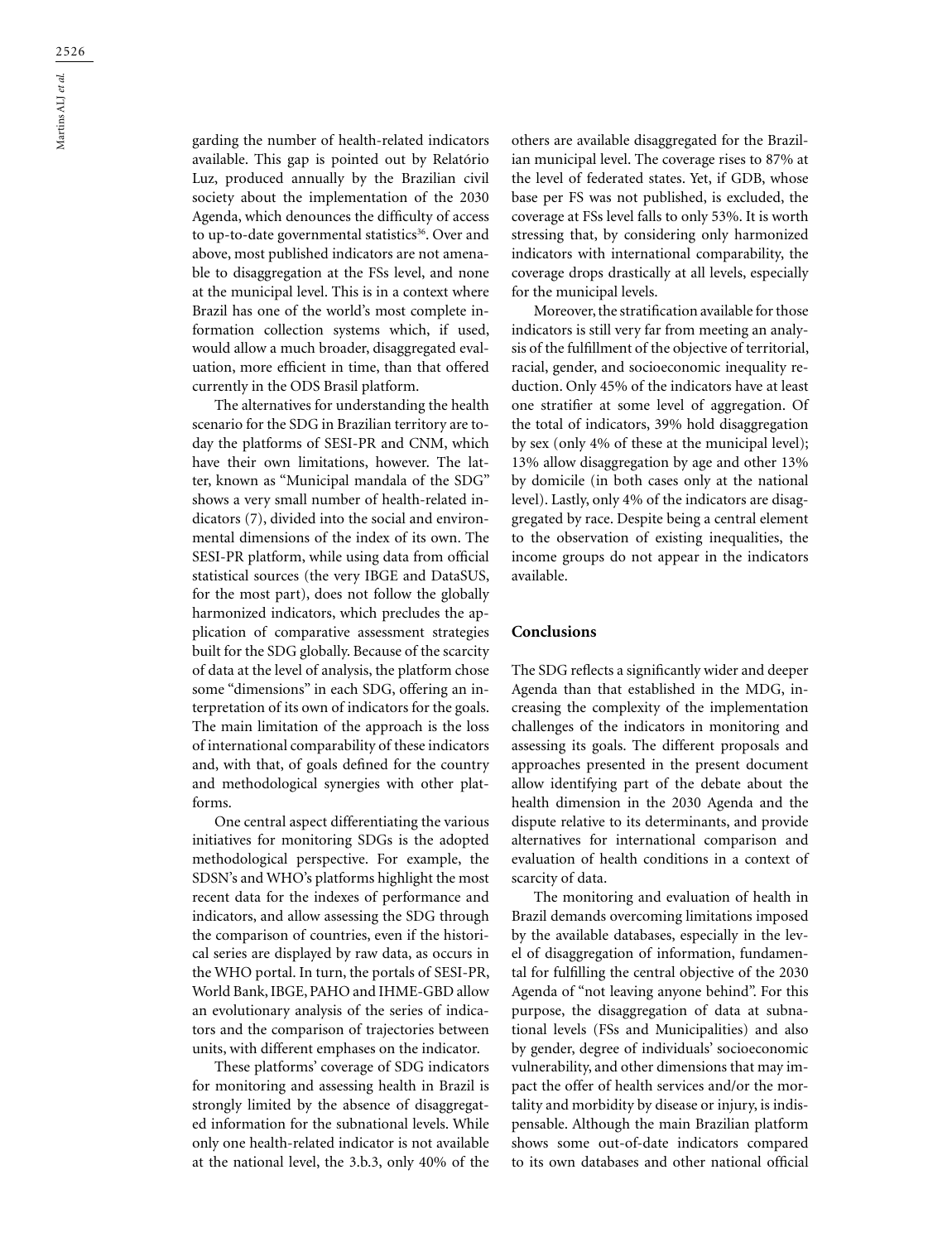garding the number of health-related indicators available. This gap is pointed out by Relatório Luz, produced annually by the Brazilian civil society about the implementation of the 2030 Agenda, which denounces the difficulty of access to up-to-date governmental statistics[36]. Over and above, most published indicators are not amenable to disaggregation at the FSs level, and none at the municipal level. This is in a context where Brazil has one of the world's most complete information collection systems which, if used, would allow a much broader, disaggregated evaluation, more efficient in time, than that offered currently in the ODS Brasil platform.

The alternatives for understanding the health scenario for the SDG in Brazilian territory are today the platforms of SESI-PR and CNM, which have their own limitations, however. The latter, known as "Municipal mandala of the SDG" shows a very small number of health-related indicators (7), divided into the social and environmental dimensions of the index of its own. The SESI-PR platform, while using data from official statistical sources (the very IBGE and DataSUS, for the most part), does not follow the globally harmonized indicators, which precludes the application of comparative assessment strategies built for the SDG globally. Because of the scarcity of data at the level of analysis, the platform chose some "dimensions" in each SDG, offering an interpretation of its own of indicators for the goals. The main limitation of the approach is the loss of international comparability of these indicators and, with that, of goals defined for the country and methodological synergies with other platforms.

One central aspect differentiating the various initiatives for monitoring SDGs is the adopted methodological perspective. For example, the SDSN's and WHO's platforms highlight the most recent data for the indexes of performance and indicators, and allow assessing the SDG through the comparison of countries, even if the historical series are displayed by raw data, as occurs in the WHO portal. In turn, the portals of SESI-PR, World Bank, IBGE, PAHO and IHME-GBD allow an evolutionary analysis of the series of indicators and the comparison of trajectories between units, with different emphases on the indicator.

These platforms' coverage of SDG indicators for monitoring and assessing health in Brazil is strongly limited by the absence of disaggregated information for the subnational levels. While only one health-related indicator is not available at the national level, the 3.b.3, only 40% of the others are available disaggregated for the Brazilian municipal level. The coverage rises to 87% at the level of federated states. Yet, if GDB, whose base per FS was not published, is excluded, the coverage at FSs level falls to only 53%. It is worth stressing that, by considering only harmonized indicators with international comparability, the coverage drops drastically at all levels, especially for the municipal levels.

Moreover, the stratification available for those indicators is still very far from meeting an analysis of the fulfillment of the objective of territorial, racial, gender, and socioeconomic inequality reduction. Only 45% of the indicators have at least one stratifier at some level of aggregation. Of the total of indicators, 39% hold disaggregation by sex (only 4% of these at the municipal level); 13% allow disaggregation by age and other 13% by domicile (in both cases only at the national level). Lastly, only 4% of the indicators are disaggregated by race. Despite being a central element to the observation of existing inequalities, the income groups do not appear in the indicators available.

## Conclusions

The SDG reflects a significantly wider and deeper Agenda than that established in the MDG, increasing the complexity of the implementation challenges of the indicators in monitoring and assessing its goals. The different proposals and approaches presented in the present document allow identifying part of the debate about the health dimension in the 2030 Agenda and the dispute relative to its determinants, and provide alternatives for international comparison and evaluation of health conditions in a context of scarcity of data.

The monitoring and evaluation of health in Brazil demands overcoming limitations imposed by the available databases, especially in the level of disaggregation of information, fundamental for fulfilling the central objective of the 2030 Agenda of "not leaving anyone behind". For this purpose, the disaggregation of data at subnational levels (FSs and Municipalities) and also by gender, degree of individuals' socioeconomic vulnerability, and other dimensions that may impact the offer of health services and/or the mortality and morbidity by disease or injury, is indispensable. Although the main Brazilian platform shows some out-of-date indicators compared to its own databases and other national official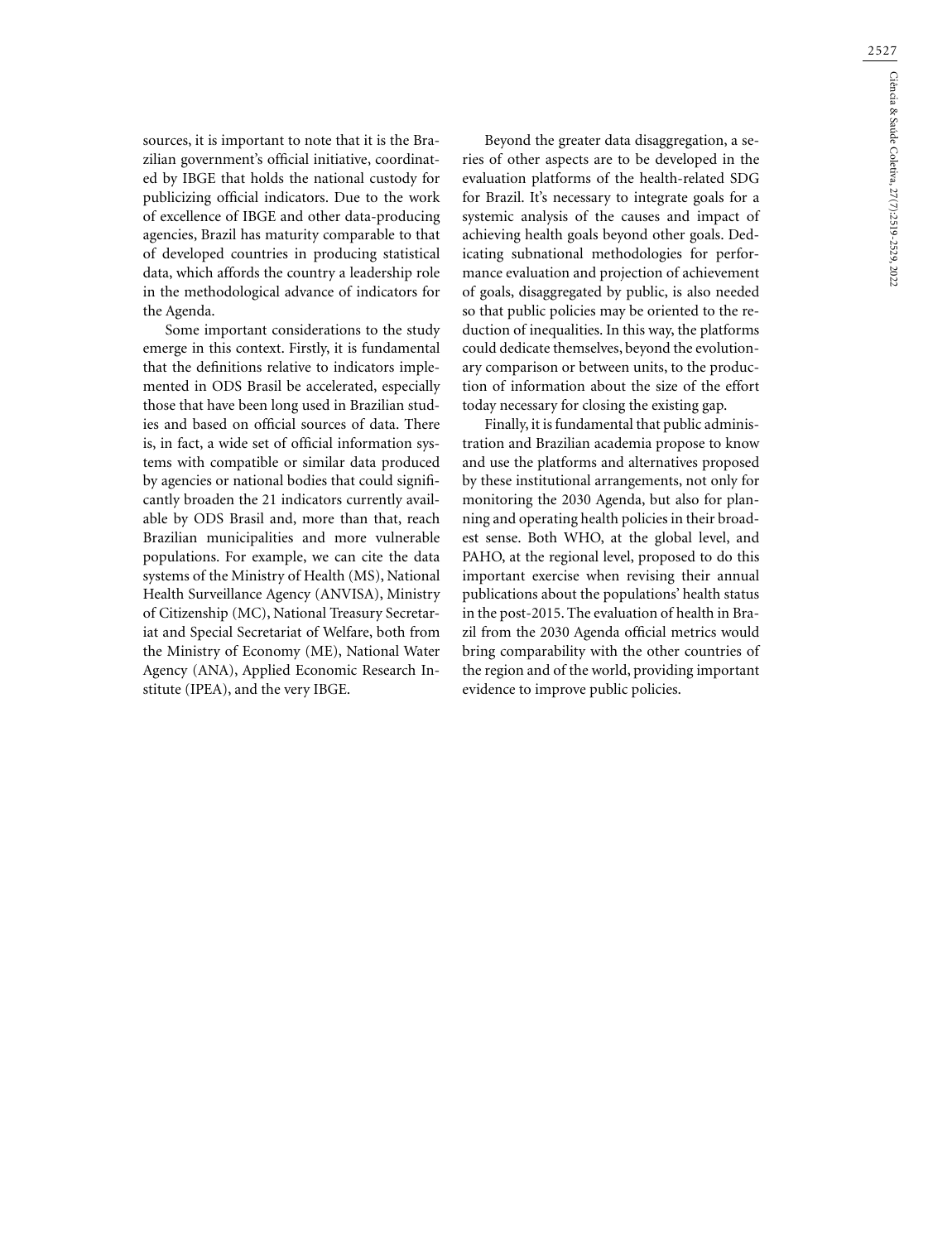sources, it is important to note that it is the Brazilian government's official initiative, coordinated by IBGE that holds the national custody for publicizing official indicators. Due to the work of excellence of IBGE and other data-producing agencies, Brazil has maturity comparable to that of developed countries in producing statistical data, which affords the country a leadership role in the methodological advance of indicators for the Agenda.

Some important considerations to the study emerge in this context. Firstly, it is fundamental that the definitions relative to indicators implemented in ODS Brasil be accelerated, especially those that have been long used in Brazilian studies and based on official sources of data. There is, in fact, a wide set of official information systems with compatible or similar data produced by agencies or national bodies that could significantly broaden the 21 indicators currently available by ODS Brasil and, more than that, reach Brazilian municipalities and more vulnerable populations. For example, we can cite the data systems of the Ministry of Health (MS), National Health Surveillance Agency (ANVISA), Ministry of Citizenship (MC), National Treasury Secretariat and Special Secretariat of Welfare, both from the Ministry of Economy (ME), National Water Agency (ANA), Applied Economic Research Institute (IPEA), and the very IBGE.

Beyond the greater data disaggregation, a series of other aspects are to be developed in the evaluation platforms of the health-related SDG for Brazil. It's necessary to integrate goals for a systemic analysis of the causes and impact of achieving health goals beyond other goals. Dedicating subnational methodologies for performance evaluation and projection of achievement of goals, disaggregated by public, is also needed so that public policies may be oriented to the reduction of inequalities. In this way, the platforms could dedicate themselves, beyond the evolutionary comparison or between units, to the production of information about the size of the effort today necessary for closing the existing gap.

Finally, it is fundamental that public administration and Brazilian academia propose to know and use the platforms and alternatives proposed by these institutional arrangements, not only for monitoring the 2030 Agenda, but also for planning and operating health policies in their broadest sense. Both WHO, at the global level, and PAHO, at the regional level, proposed to do this important exercise when revising their annual publications about the populations' health status in the post-2015. The evaluation of health in Brazil from the 2030 Agenda official metrics would bring comparability with the other countries of the region and of the world, providing important evidence to improve public policies.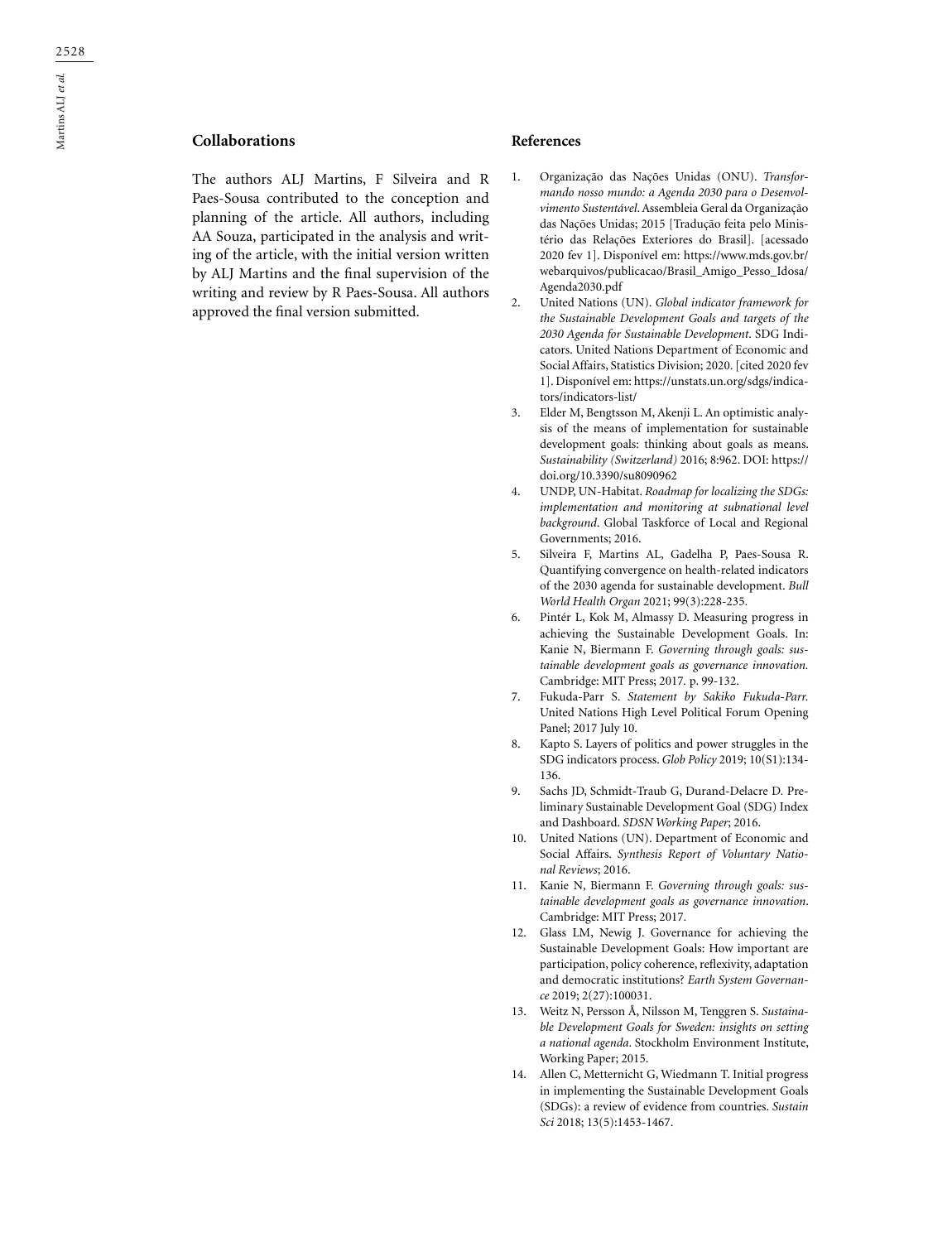## Collaborations

The authors ALJ Martins, F Silveira and R Paes-Sousa contributed to the conception and planning of the article. All authors, including AA Souza, participated in the analysis and writing of the article, with the initial version written by ALJ Martins and the final supervision of the writing and review by R Paes-Sousa. All authors approved the final version submitted.

## References

1. Organização das Nações Unidas (ONU). *Transformando nosso mundo: a Agenda 2030 para o Desenvolvimento Sustentável*. Assembleia Geral da Organização das Nações Unidas; 2015 [Tradução feita pelo Ministério das Relações Exteriores do Brasil]. [acessado 2020 fev 1]. Disponível em: https://www.mds.gov.br/webarquivos/publicacao/Brasil_Amigo_Pesso_Idosa/Agenda2030.pdf
2. United Nations (UN). *Global indicator framework for the Sustainable Development Goals and targets of the 2030 Agenda for Sustainable Development*. SDG Indicators. United Nations Department of Economic and Social Affairs, Statistics Division; 2020. [cited 2020 fev 1]. Disponível em: https://unstats.un.org/sdgs/indicators/indicators-list/
3. Elder M, Bengtsson M, Akenji L. An optimistic analysis of the means of implementation for sustainable development goals: thinking about goals as means. *Sustainability (Switzerland)* 2016; 8:962. DOI: https://doi.org/10.3390/su8090962
4. UNDP, UN-Habitat. *Roadmap for localizing the SDGs: implementation and monitoring at subnational level background*. Global Taskforce of Local and Regional Governments; 2016.
5. Silveira F, Martins AL, Gadelha P, Paes-Sousa R. Quantifying convergence on health-related indicators of the 2030 agenda for sustainable development. *Bull World Health Organ* 2021; 99(3):228-235.
6. Pintér L, Kok M, Almassy D. Measuring progress in achieving the Sustainable Development Goals. In: Kanie N, Biermann F. *Governing through goals: sustainable development goals as governance innovation.* Cambridge: MIT Press; 2017. p. 99-132.
7. Fukuda-Parr S. *Statement by Sakiko Fukuda-Parr.* United Nations High Level Political Forum Opening Panel; 2017 July 10.
8. Kapto S. Layers of politics and power struggles in the SDG indicators process. *Glob Policy* 2019; 10(S1):134-136.
9. Sachs JD, Schmidt-Traub G, Durand-Delacre D. Preliminary Sustainable Development Goal (SDG) Index and Dashboard. *SDSN Working Paper*; 2016.
10. United Nations (UN). Department of Economic and Social Affairs. *Synthesis Report of Voluntary National Reviews*; 2016.
11. Kanie N, Biermann F. *Governing through goals: sustainable development goals as governance innovation*. Cambridge: MIT Press; 2017.
12. Glass LM, Newig J. Governance for achieving the Sustainable Development Goals: How important are participation, policy coherence, reflexivity, adaptation and democratic institutions? *Earth System Governance* 2019; 2(27):100031.
13. Weitz N, Persson Å, Nilsson M, Tenggren S. *Sustainable Development Goals for Sweden: insights on setting a national agenda*. Stockholm Environment Institute, Working Paper; 2015.
14. Allen C, Metternicht G, Wiedmann T. Initial progress in implementing the Sustainable Development Goals (SDGs): a review of evidence from countries. *Sustain Sci* 2018; 13(5):1453-1467.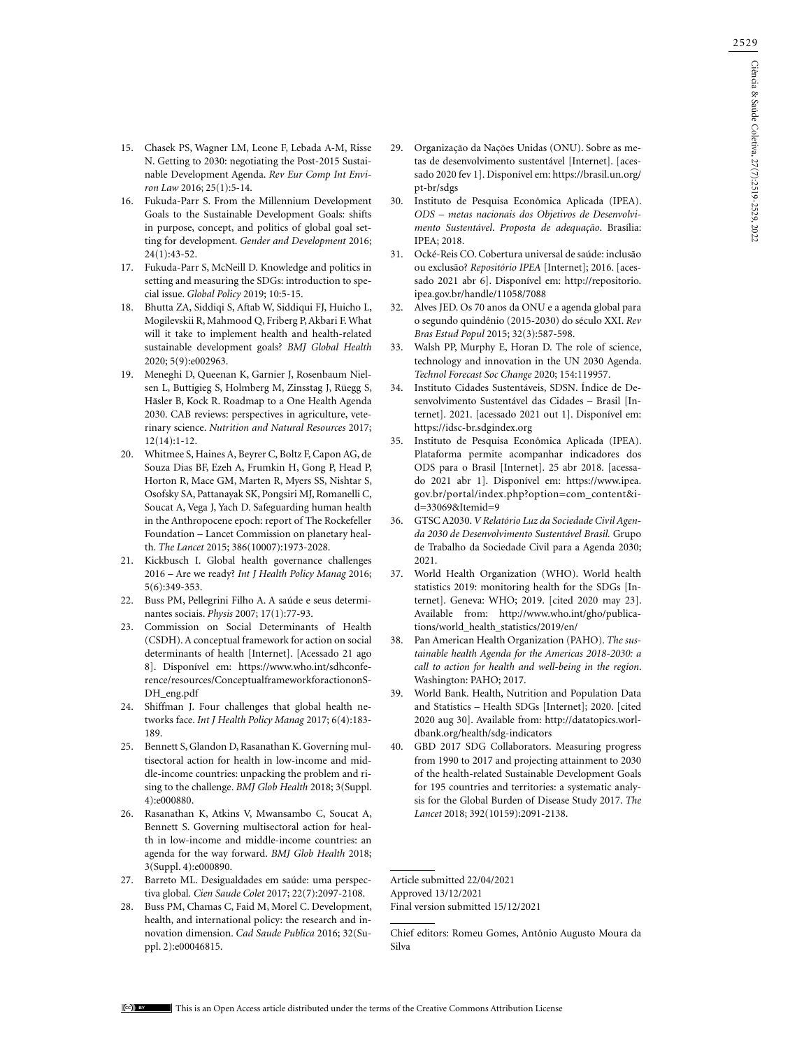15. Chasek PS, Wagner LM, Leone F, Lebada A-M, Risse N. Getting to 2030: negotiating the Post-2015 Sustainable Development Agenda. *Rev Eur Comp Int Environ Law* 2016; 25(1):5-14.
16. Fukuda-Parr S. From the Millennium Development Goals to the Sustainable Development Goals: shifts in purpose, concept, and politics of global goal setting for development. *Gender and Development* 2016; 24(1):43-52.
17. Fukuda-Parr S, McNeill D. Knowledge and politics in setting and measuring the SDGs: introduction to special issue. *Global Policy* 2019; 10:5-15.
18. Bhutta ZA, Siddiqi S, Aftab W, Siddiqui FJ, Huicho L, Mogilevskii R, Mahmood Q, Friberg P, Akbari F. What will it take to implement health and health-related sustainable development goals? *BMJ Global Health* 2020; 5(9):e002963.
19. Meneghi D, Queenan K, Garnier J, Rosenbaum Nielsen L, Buttigieg S, Holmberg M, Zinsstag J, Rüegg S, Häsler B, Kock R. Roadmap to a One Health Agenda 2030. CAB reviews: perspectives in agriculture, veterinary science. *Nutrition and Natural Resources* 2017; 12(14):1-12.
20. Whitmee S, Haines A, Beyrer C, Boltz F, Capon AG, de Souza Dias BF, Ezeh A, Frumkin H, Gong P, Head P, Horton R, Mace GM, Marten R, Myers SS, Nishtar S, Osofsky SA, Pattanayak SK, Pongsiri MJ, Romanelli C, Soucat A, Vega J, Yach D. Safeguarding human health in the Anthropocene epoch: report of The Rockefeller Foundation – Lancet Commission on planetary health. *The Lancet* 2015; 386(10007):1973-2028.
21. Kickbusch I. Global health governance challenges 2016 – Are we ready? *Int J Health Policy Manag* 2016; 5(6):349-353.
22. Buss PM, Pellegrini Filho A. A saúde e seus determinantes sociais. *Physis* 2007; 17(1):77-93.
23. Commission on Social Determinants of Health (CSDH). A conceptual framework for action on social determinants of health [Internet]. [Acessado 21 ago 8]. Disponível em: https://www.who.int/sdhconference/resources/ConceptualframeworkforactiononSDH_eng.pdf
24. Shiffman J. Four challenges that global health networks face. *Int J Health Policy Manag* 2017; 6(4):183-189.
25. Bennett S, Glandon D, Rasanathan K. Governing multisectoral action for health in low-income and middle-income countries: unpacking the problem and rising to the challenge. *BMJ Glob Health* 2018; 3(Suppl. 4):e000880.
26. Rasanathan K, Atkins V, Mwansambo C, Soucat A, Bennett S. Governing multisectoral action for health in low-income and middle-income countries: an agenda for the way forward. *BMJ Glob Health* 2018; 3(Suppl. 4):e000890.
27. Barreto ML. Desigualdades em saúde: uma perspectiva global. *Cien Saude Colet* 2017; 22(7):2097-2108.
28. Buss PM, Chamas C, Faid M, Morel C. Development, health, and international policy: the research and innovation dimension. *Cad Saude Publica* 2016; 32(Suppl. 2):e00046815.
29. Organização da Nações Unidas (ONU). Sobre as metas de desenvolvimento sustentável [Internet]. [acessado 2020 fev 1]. Disponível em: https://brasil.un.org/pt-br/sdgs
30. Instituto de Pesquisa Econômica Aplicada (IPEA). *ODS – metas nacionais dos Objetivos de Desenvolvimento Sustentável. Proposta de adequação*. Brasília: IPEA; 2018.
31. Ocké-Reis CO. Cobertura universal de saúde: inclusão ou exclusão? *Repositório IPEA* [Internet]; 2016. [acessado 2021 abr 6]. Disponível em: http://repositorio.ipea.gov.br/handle/11058/7088
32. Alves JED. Os 70 anos da ONU e a agenda global para o segundo quindênio (2015-2030) do século XXI. *Rev Bras Estud Popul* 2015; 32(3):587-598.
33. Walsh PP, Murphy E, Horan D. The role of science, technology and innovation in the UN 2030 Agenda. *Technol Forecast Soc Change* 2020; 154:119957.
34. Instituto Cidades Sustentáveis, SDSN. Índice de Desenvolvimento Sustentável das Cidades – Brasil [Internet]. 2021. [acessado 2021 out 1]. Disponível em: https://idsc-br.sdgindex.org
35. Instituto de Pesquisa Econômica Aplicada (IPEA). Plataforma permite acompanhar indicadores dos ODS para o Brasil [Internet]. 25 abr 2018. [acessado 2021 abr 1]. Disponível em: https://www.ipea.gov.br/portal/index.php?option=com_content&id=33069&Itemid=9
36. GTSC A2030. *V Relatório Luz da Sociedade Civil Agenda 2030 de Desenvolvimento Sustentável Brasil.* Grupo de Trabalho da Sociedade Civil para a Agenda 2030; 2021.
37. World Health Organization (WHO). World health statistics 2019: monitoring health for the SDGs [Internet]. Geneva: WHO; 2019. [cited 2020 may 23]. Available from: http://www.who.int/gho/publications/world_health_statistics/2019/en/
38. Pan American Health Organization (PAHO). *The sustainable health Agenda for the Americas 2018-2030: a call to action for health and well-being in the region*. Washington: PAHO; 2017.
39. World Bank. Health, Nutrition and Population Data and Statistics – Health SDGs [Internet]; 2020. [cited 2020 aug 30]. Available from: http://datatopics.worldbank.org/health/sdg-indicators
40. GBD 2017 SDG Collaborators. Measuring progress from 1990 to 2017 and projecting attainment to 2030 of the health-related Sustainable Development Goals for 195 countries and territories: a systematic analysis for the Global Burden of Disease Study 2017. *The Lancet* 2018; 392(10159):2091-2138.

Article submitted 22/04/2021
Approved 13/12/2021
Final version submitted 15/12/2021

Chief editors: Romeu Gomes, Antônio Augusto Moura da Silva

This is an Open Access article distributed under the terms of the Creative Commons Attribution License